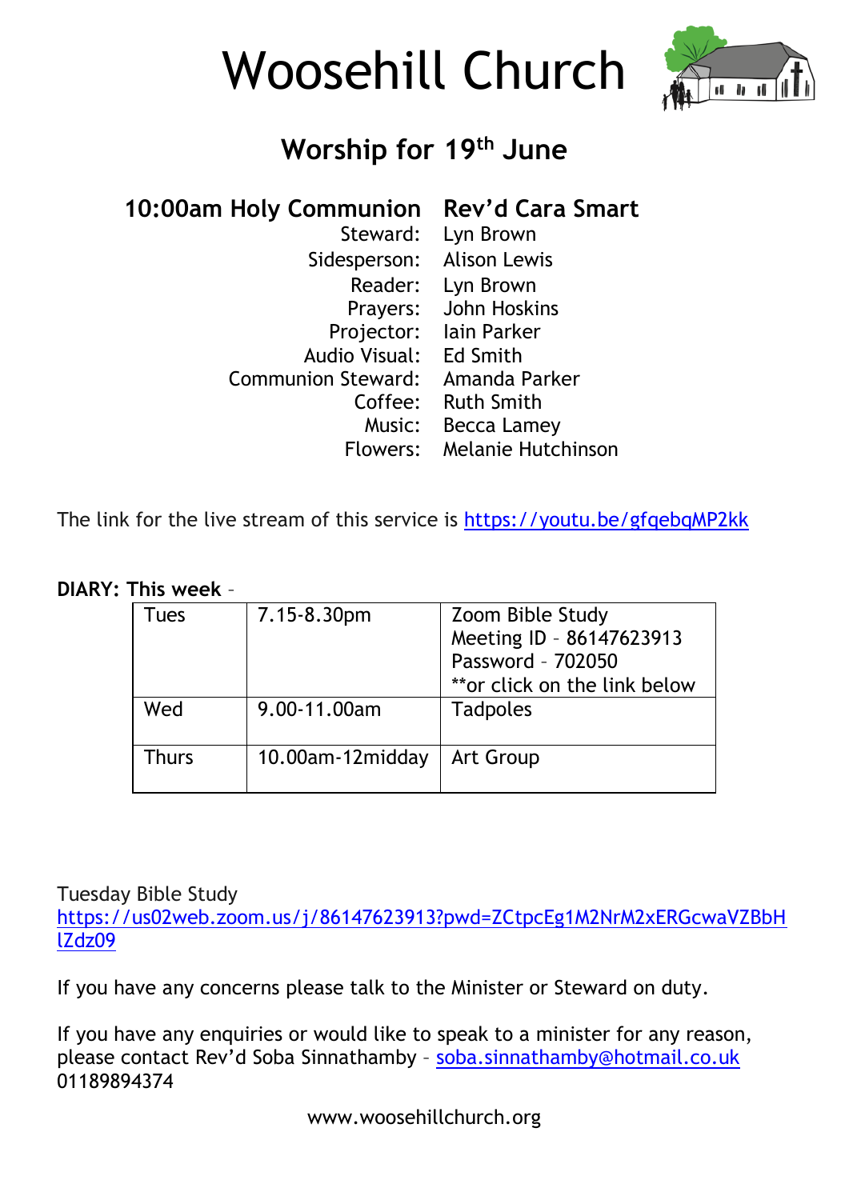# Woosehill Church

## Worship for 19th June

| **10:00am Holy Communion** | **Rev'd Cara Smart** |
|---:|---|
| Steward: | Lyn Brown |
| Sidesperson: | Alison Lewis |
| Reader: | Lyn Brown |
| Prayers: | John Hoskins |
| Projector: | Iain Parker |
| Audio Visual: | Ed Smith |
| Communion Steward: | Amanda Parker |
| Coffee: | Ruth Smith |
| Music: | Becca Lamey |
| Flowers: | Melanie Hutchinson |

The link for the live stream of this service is https://youtu.be/gfqebqMP2kk

**DIARY: This week** –

| Tues | 7.15-8.30pm | Zoom Bible Study<br>Meeting ID – 86147623913<br>Password – 702050<br>**or click on the link below |
|---|---|---|
| Wed | 9.00-11.00am | Tadpoles |
| Thurs | 10.00am-12midday | Art Group |

Tuesday Bible Study
https://us02web.zoom.us/j/86147623913?pwd=ZCtpcEg1M2NrM2xERGcwaVZBbHlZdz09

If you have any concerns please talk to the Minister or Steward on duty.

If you have any enquiries or would like to speak to a minister for any reason, please contact Rev'd Soba Sinnathamby – soba.sinnathamby@hotmail.co.uk
01189894374

www.woosehillchurch.org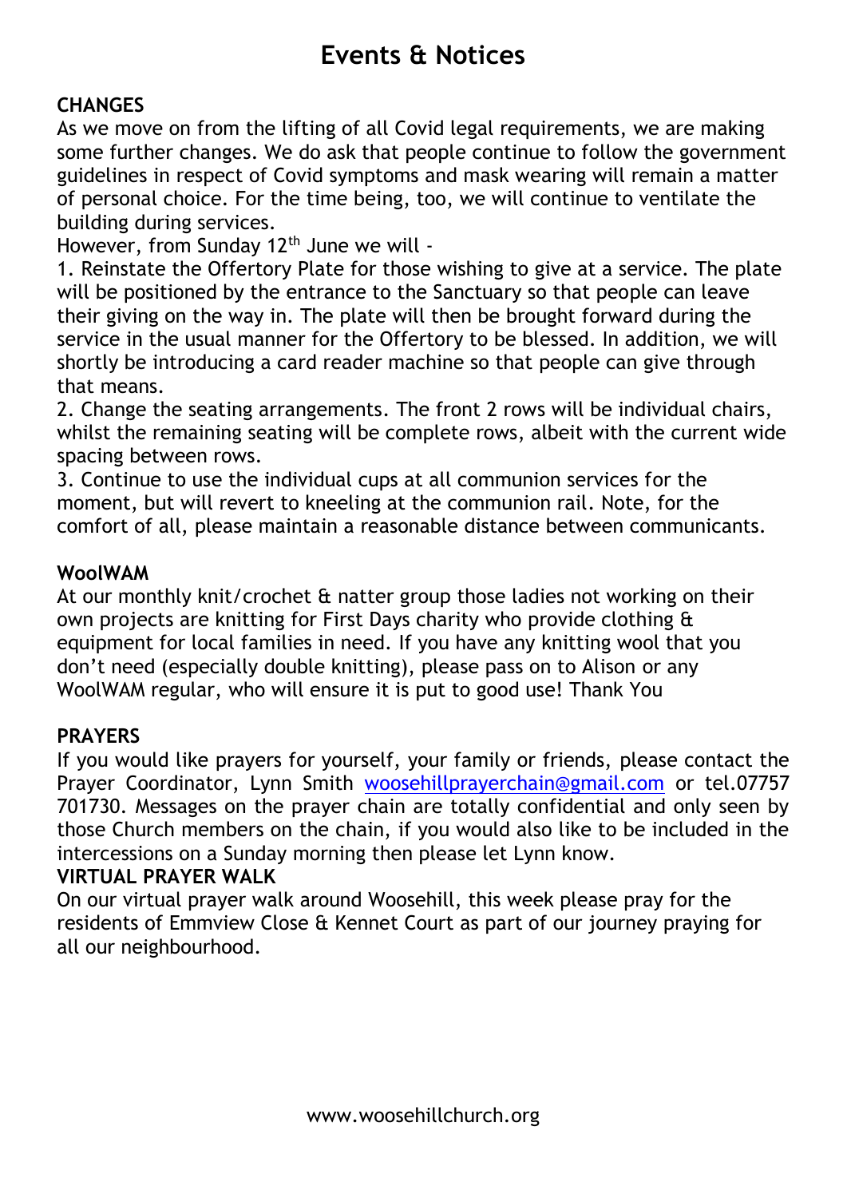# Events & Notices

**CHANGES**

As we move on from the lifting of all Covid legal requirements, we are making some further changes. We do ask that people continue to follow the government guidelines in respect of Covid symptoms and mask wearing will remain a matter of personal choice. For the time being, too, we will continue to ventilate the building during services.

However, from Sunday 12th June we will -

1. Reinstate the Offertory Plate for those wishing to give at a service. The plate will be positioned by the entrance to the Sanctuary so that people can leave their giving on the way in. The plate will then be brought forward during the service in the usual manner for the Offertory to be blessed. In addition, we will shortly be introducing a card reader machine so that people can give through that means.
2. Change the seating arrangements. The front 2 rows will be individual chairs, whilst the remaining seating will be complete rows, albeit with the current wide spacing between rows.
3. Continue to use the individual cups at all communion services for the moment, but will revert to kneeling at the communion rail. Note, for the comfort of all, please maintain a reasonable distance between communicants.

**WoolWAM**

At our monthly knit/crochet & natter group those ladies not working on their own projects are knitting for First Days charity who provide clothing & equipment for local families in need. If you have any knitting wool that you don't need (especially double knitting), please pass on to Alison or any WoolWAM regular, who will ensure it is put to good use! Thank You

**PRAYERS**

If you would like prayers for yourself, your family or friends, please contact the Prayer Coordinator, Lynn Smith woosehillprayerchain@gmail.com or tel.07757 701730. Messages on the prayer chain are totally confidential and only seen by those Church members on the chain, if you would also like to be included in the intercessions on a Sunday morning then please let Lynn know.

**VIRTUAL PRAYER WALK**

On our virtual prayer walk around Woosehill, this week please pray for the residents of Emmview Close & Kennet Court as part of our journey praying for all our neighbourhood.

www.woosehillchurch.org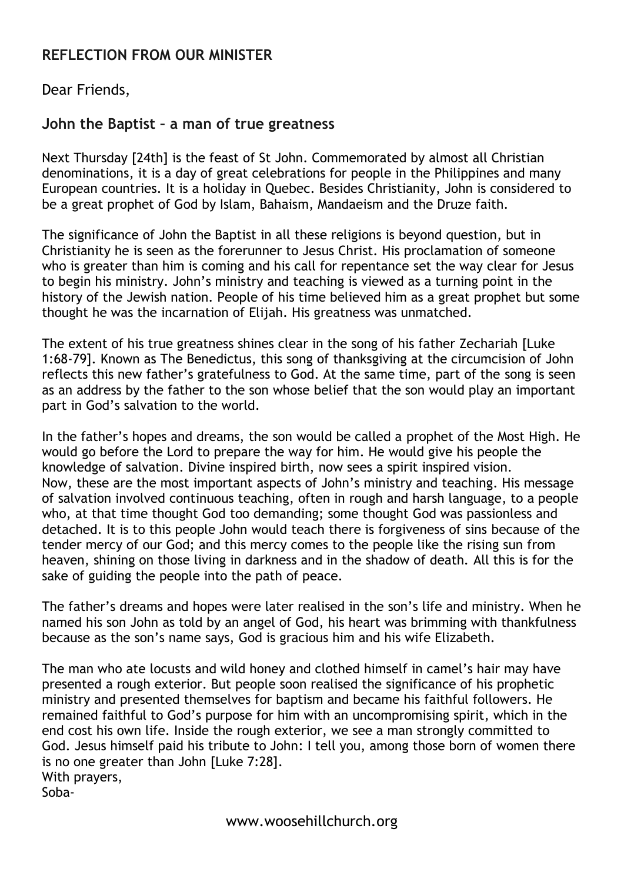## REFLECTION FROM OUR MINISTER

Dear Friends,

### John the Baptist – a man of true greatness

Next Thursday [24th] is the feast of St John. Commemorated by almost all Christian denominations, it is a day of great celebrations for people in the Philippines and many European countries. It is a holiday in Quebec. Besides Christianity, John is considered to be a great prophet of God by Islam, Bahaism, Mandaeism and the Druze faith.

The significance of John the Baptist in all these religions is beyond question, but in Christianity he is seen as the forerunner to Jesus Christ. His proclamation of someone who is greater than him is coming and his call for repentance set the way clear for Jesus to begin his ministry. John's ministry and teaching is viewed as a turning point in the history of the Jewish nation. People of his time believed him as a great prophet but some thought he was the incarnation of Elijah. His greatness was unmatched.

The extent of his true greatness shines clear in the song of his father Zechariah [Luke 1:68-79]. Known as The Benedictus, this song of thanksgiving at the circumcision of John reflects this new father's gratefulness to God. At the same time, part of the song is seen as an address by the father to the son whose belief that the son would play an important part in God's salvation to the world.

In the father's hopes and dreams, the son would be called a prophet of the Most High. He would go before the Lord to prepare the way for him. He would give his people the knowledge of salvation. Divine inspired birth, now sees a spirit inspired vision.
Now, these are the most important aspects of John's ministry and teaching. His message of salvation involved continuous teaching, often in rough and harsh language, to a people who, at that time thought God too demanding; some thought God was passionless and detached. It is to this people John would teach there is forgiveness of sins because of the tender mercy of our God; and this mercy comes to the people like the rising sun from heaven, shining on those living in darkness and in the shadow of death. All this is for the sake of guiding the people into the path of peace.

The father's dreams and hopes were later realised in the son's life and ministry. When he named his son John as told by an angel of God, his heart was brimming with thankfulness because as the son's name says, God is gracious him and his wife Elizabeth.

The man who ate locusts and wild honey and clothed himself in camel's hair may have presented a rough exterior. But people soon realised the significance of his prophetic ministry and presented themselves for baptism and became his faithful followers. He remained faithful to God's purpose for him with an uncompromising spirit, which in the end cost his own life. Inside the rough exterior, we see a man strongly committed to God. Jesus himself paid his tribute to John: I tell you, among those born of women there is no one greater than John [Luke 7:28].
With prayers,
Soba-

www.woosehillchurch.org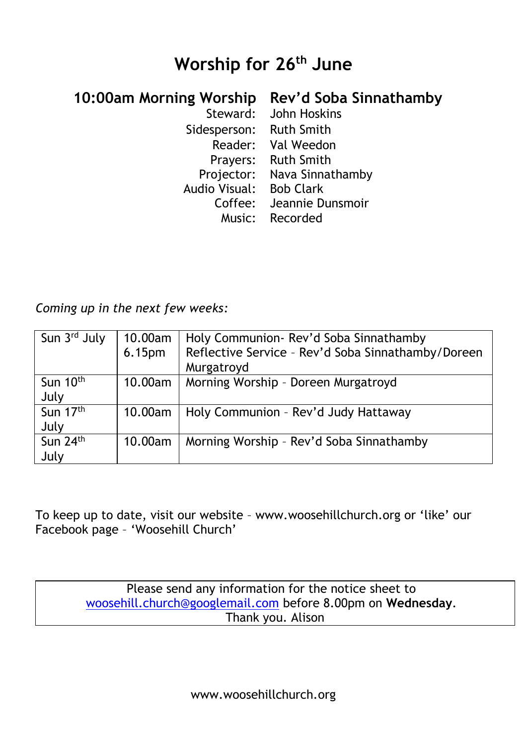# Worship for 26th June

## 10:00am Morning Worship Rev'd Soba Sinnathamby

Steward: John Hoskins
Sidesperson: Ruth Smith
Reader: Val Weedon
Prayers: Ruth Smith
Projector: Nava Sinnathamby
Audio Visual: Bob Clark
Coffee: Jeannie Dunsmoir
Music: Recorded

*Coming up in the next few weeks:*

| | | |
|---|---|---|
| Sun 3rd July | 10.00am<br>6.15pm | Holy Communion- Rev'd Soba Sinnathamby<br>Reflective Service – Rev'd Soba Sinnathamby/Doreen Murgatroyd |
| Sun 10th July | 10.00am | Morning Worship – Doreen Murgatroyd |
| Sun 17th July | 10.00am | Holy Communion – Rev'd Judy Hattaway |
| Sun 24th July | 10.00am | Morning Worship – Rev'd Soba Sinnathamby |

To keep up to date, visit our website – www.woosehillchurch.org or 'like' our Facebook page – 'Woosehill Church'

Please send any information for the notice sheet to woosehill.church@googlemail.com before 8.00pm on **Wednesday**.
Thank you. Alison

www.woosehillchurch.org